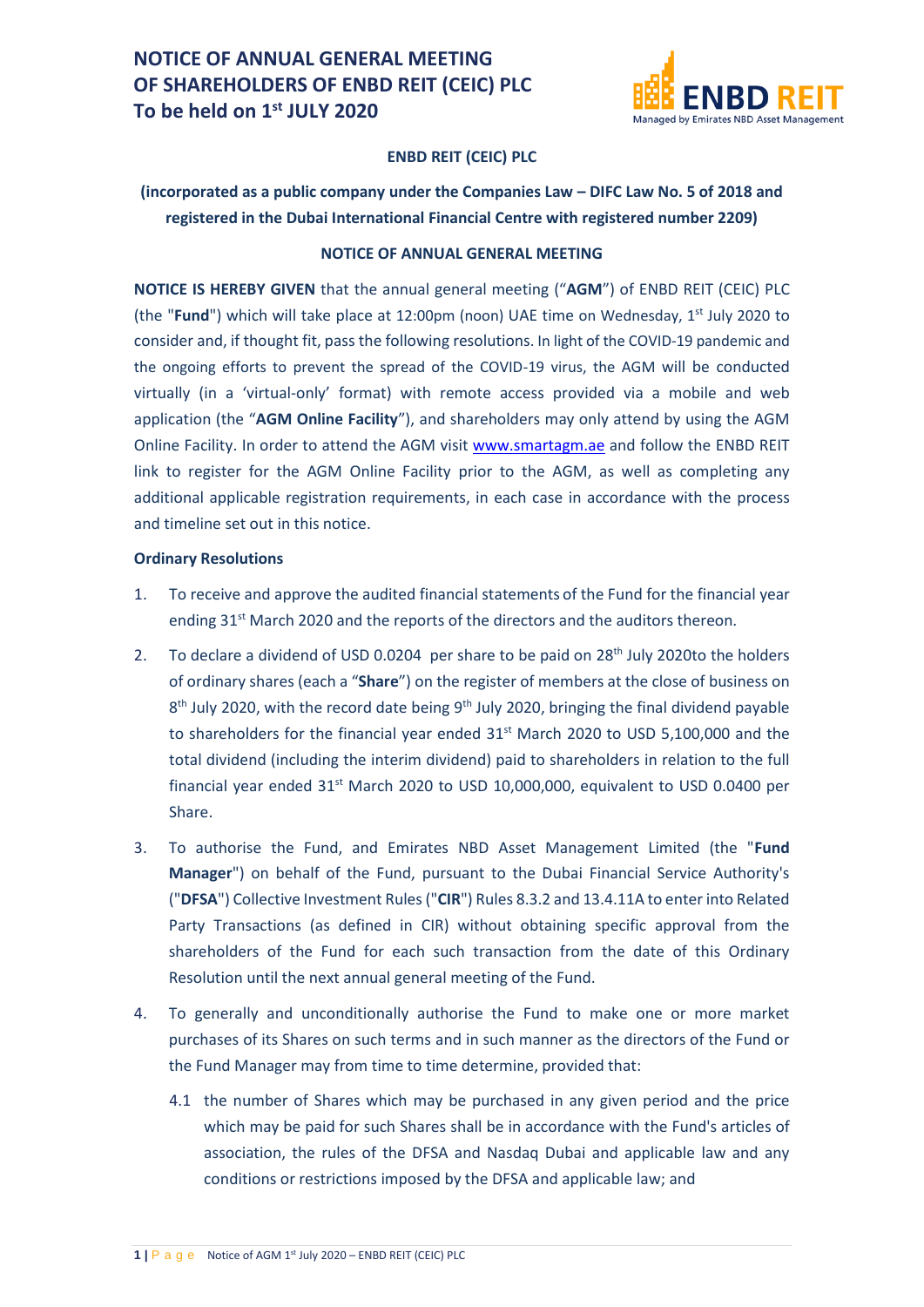# NOTICE OF ANNUAL GENERAL MEETING OF SHAREHOLDERS OF ENBD REIT (CEIC) PLC To be held on 1st JULY 2020

ENBD REIT
Managed by Emirates NBD Asset Management

**ENBD REIT (CEIC) PLC**

**(incorporated as a public company under the Companies Law – DIFC Law No. 5 of 2018 and registered in the Dubai International Financial Centre with registered number 2209)**

**NOTICE OF ANNUAL GENERAL MEETING**

**NOTICE IS HEREBY GIVEN** that the annual general meeting ("**AGM**") of ENBD REIT (CEIC) PLC (the "**Fund**") which will take place at 12:00pm (noon) UAE time on Wednesday, 1st July 2020 to consider and, if thought fit, pass the following resolutions. In light of the COVID-19 pandemic and the ongoing efforts to prevent the spread of the COVID-19 virus, the AGM will be conducted virtually (in a 'virtual-only' format) with remote access provided via a mobile and web application (the "**AGM Online Facility**"), and shareholders may only attend by using the AGM Online Facility. In order to attend the AGM visit www.smartagm.ae and follow the ENBD REIT link to register for the AGM Online Facility prior to the AGM, as well as completing any additional applicable registration requirements, in each case in accordance with the process and timeline set out in this notice.

**Ordinary Resolutions**

1. To receive and approve the audited financial statements of the Fund for the financial year ending 31st March 2020 and the reports of the directors and the auditors thereon.

2. To declare a dividend of USD 0.0204 per share to be paid on 28th July 2020to the holders of ordinary shares (each a "**Share**") on the register of members at the close of business on 8th July 2020, with the record date being 9th July 2020, bringing the final dividend payable to shareholders for the financial year ended 31st March 2020 to USD 5,100,000 and the total dividend (including the interim dividend) paid to shareholders in relation to the full financial year ended 31st March 2020 to USD 10,000,000, equivalent to USD 0.0400 per Share.

3. To authorise the Fund, and Emirates NBD Asset Management Limited (the "**Fund Manager**") on behalf of the Fund, pursuant to the Dubai Financial Service Authority's ("**DFSA**") Collective Investment Rules ("**CIR**") Rules 8.3.2 and 13.4.11A to enter into Related Party Transactions (as defined in CIR) without obtaining specific approval from the shareholders of the Fund for each such transaction from the date of this Ordinary Resolution until the next annual general meeting of the Fund.

4. To generally and unconditionally authorise the Fund to make one or more market purchases of its Shares on such terms and in such manner as the directors of the Fund or the Fund Manager may from time to time determine, provided that:

   4.1 the number of Shares which may be purchased in any given period and the price which may be paid for such Shares shall be in accordance with the Fund's articles of association, the rules of the DFSA and Nasdaq Dubai and applicable law and any conditions or restrictions imposed by the DFSA and applicable law; and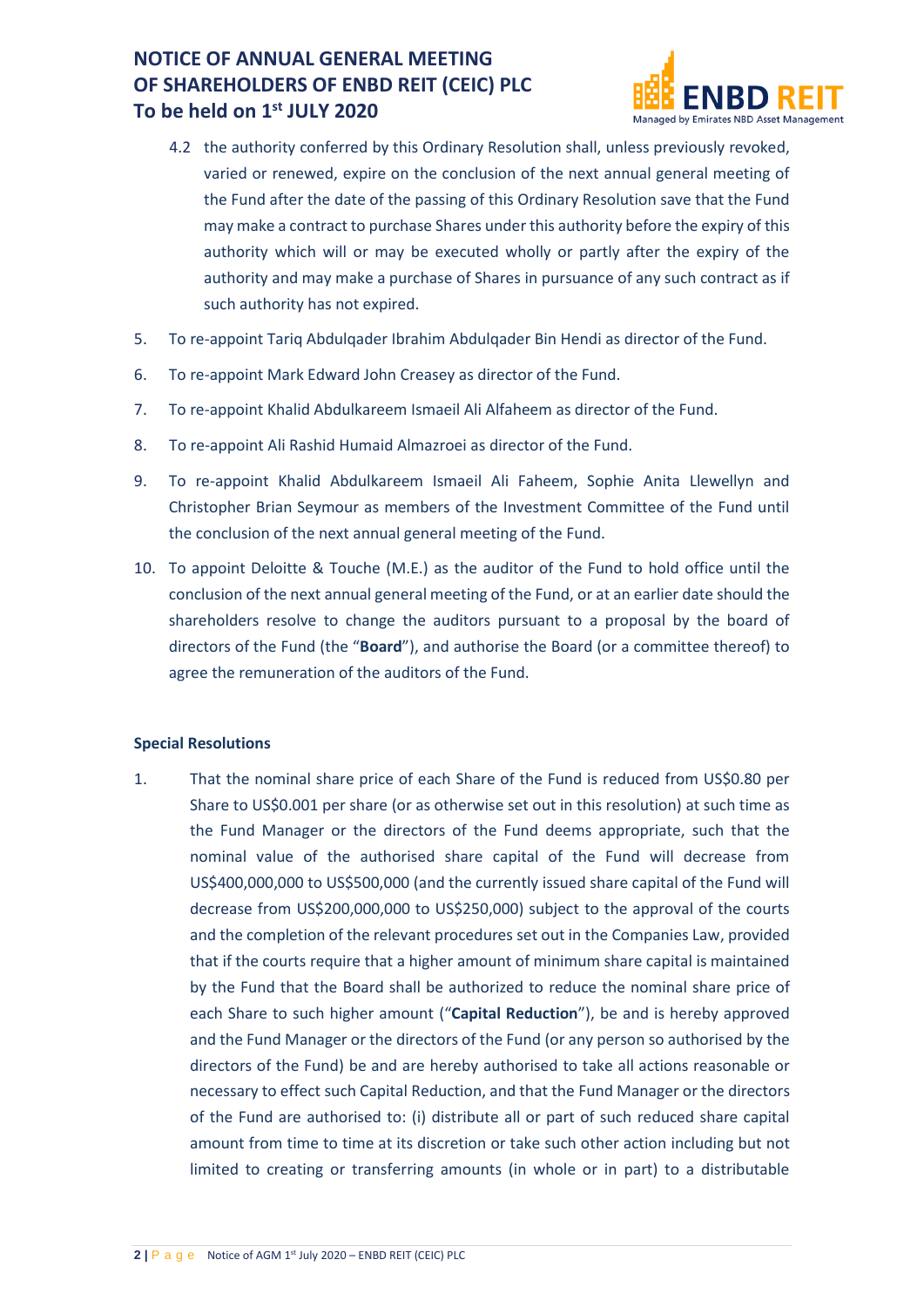4.2 the authority conferred by this Ordinary Resolution shall, unless previously revoked, varied or renewed, expire on the conclusion of the next annual general meeting of the Fund after the date of the passing of this Ordinary Resolution save that the Fund may make a contract to purchase Shares under this authority before the expiry of this authority which will or may be executed wholly or partly after the expiry of the authority and may make a purchase of Shares in pursuance of any such contract as if such authority has not expired.

5. To re-appoint Tariq Abdulqader Ibrahim Abdulqader Bin Hendi as director of the Fund.

6. To re-appoint Mark Edward John Creasey as director of the Fund.

7. To re-appoint Khalid Abdulkareem Ismaeil Ali Alfaheem as director of the Fund.

8. To re-appoint Ali Rashid Humaid Almazroei as director of the Fund.

9. To re-appoint Khalid Abdulkareem Ismaeil Ali Faheem, Sophie Anita Llewellyn and Christopher Brian Seymour as members of the Investment Committee of the Fund until the conclusion of the next annual general meeting of the Fund.

10. To appoint Deloitte & Touche (M.E.) as the auditor of the Fund to hold office until the conclusion of the next annual general meeting of the Fund, or at an earlier date should the shareholders resolve to change the auditors pursuant to a proposal by the board of directors of the Fund (the "**Board**"), and authorise the Board (or a committee thereof) to agree the remuneration of the auditors of the Fund.

**Special Resolutions**

1. That the nominal share price of each Share of the Fund is reduced from US$0.80 per Share to US$0.001 per share (or as otherwise set out in this resolution) at such time as the Fund Manager or the directors of the Fund deems appropriate, such that the nominal value of the authorised share capital of the Fund will decrease from US$400,000,000 to US$500,000 (and the currently issued share capital of the Fund will decrease from US$200,000,000 to US$250,000) subject to the approval of the courts and the completion of the relevant procedures set out in the Companies Law, provided that if the courts require that a higher amount of minimum share capital is maintained by the Fund that the Board shall be authorized to reduce the nominal share price of each Share to such higher amount ("**Capital Reduction**"), be and is hereby approved and the Fund Manager or the directors of the Fund (or any person so authorised by the directors of the Fund) be and are hereby authorised to take all actions reasonable or necessary to effect such Capital Reduction, and that the Fund Manager or the directors of the Fund are authorised to: (i) distribute all or part of such reduced share capital amount from time to time at its discretion or take such other action including but not limited to creating or transferring amounts (in whole or in part) to a distributable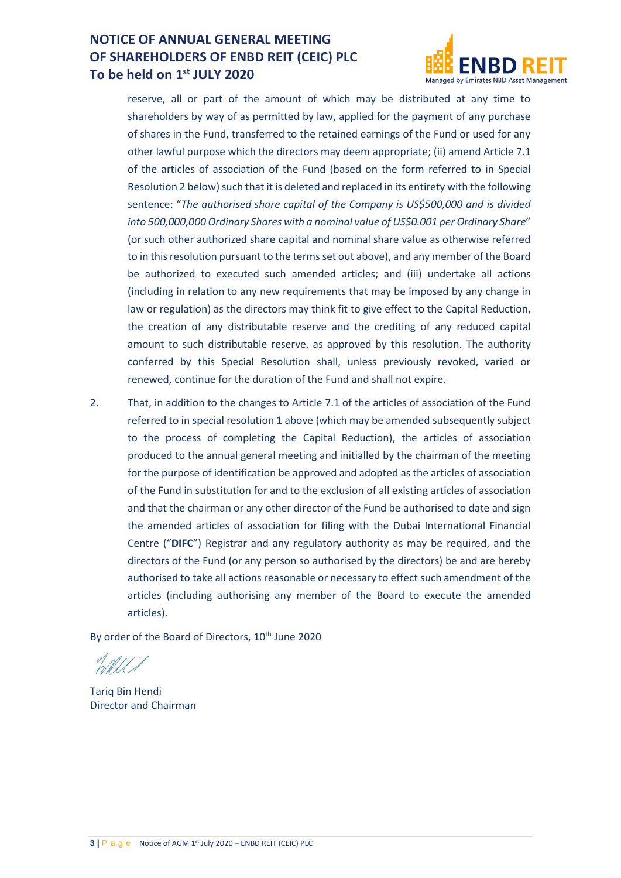reserve, all or part of the amount of which may be distributed at any time to shareholders by way of as permitted by law, applied for the payment of any purchase of shares in the Fund, transferred to the retained earnings of the Fund or used for any other lawful purpose which the directors may deem appropriate; (ii) amend Article 7.1 of the articles of association of the Fund (based on the form referred to in Special Resolution 2 below) such that it is deleted and replaced in its entirety with the following sentence: "*The authorised share capital of the Company is US$500,000 and is divided into 500,000,000 Ordinary Shares with a nominal value of US$0.001 per Ordinary Share*" (or such other authorized share capital and nominal share value as otherwise referred to in this resolution pursuant to the terms set out above), and any member of the Board be authorized to executed such amended articles; and (iii) undertake all actions (including in relation to any new requirements that may be imposed by any change in law or regulation) as the directors may think fit to give effect to the Capital Reduction, the creation of any distributable reserve and the crediting of any reduced capital amount to such distributable reserve, as approved by this resolution. The authority conferred by this Special Resolution shall, unless previously revoked, varied or renewed, continue for the duration of the Fund and shall not expire.

2. That, in addition to the changes to Article 7.1 of the articles of association of the Fund referred to in special resolution 1 above (which may be amended subsequently subject to the process of completing the Capital Reduction), the articles of association produced to the annual general meeting and initialled by the chairman of the meeting for the purpose of identification be approved and adopted as the articles of association of the Fund in substitution for and to the exclusion of all existing articles of association and that the chairman or any other director of the Fund be authorised to date and sign the amended articles of association for filing with the Dubai International Financial Centre ("**DIFC**") Registrar and any regulatory authority as may be required, and the directors of the Fund (or any person so authorised by the directors) be and are hereby authorised to take all actions reasonable or necessary to effect such amendment of the articles (including authorising any member of the Board to execute the amended articles).

By order of the Board of Directors, 10th June 2020

Tariq Bin Hendi
Director and Chairman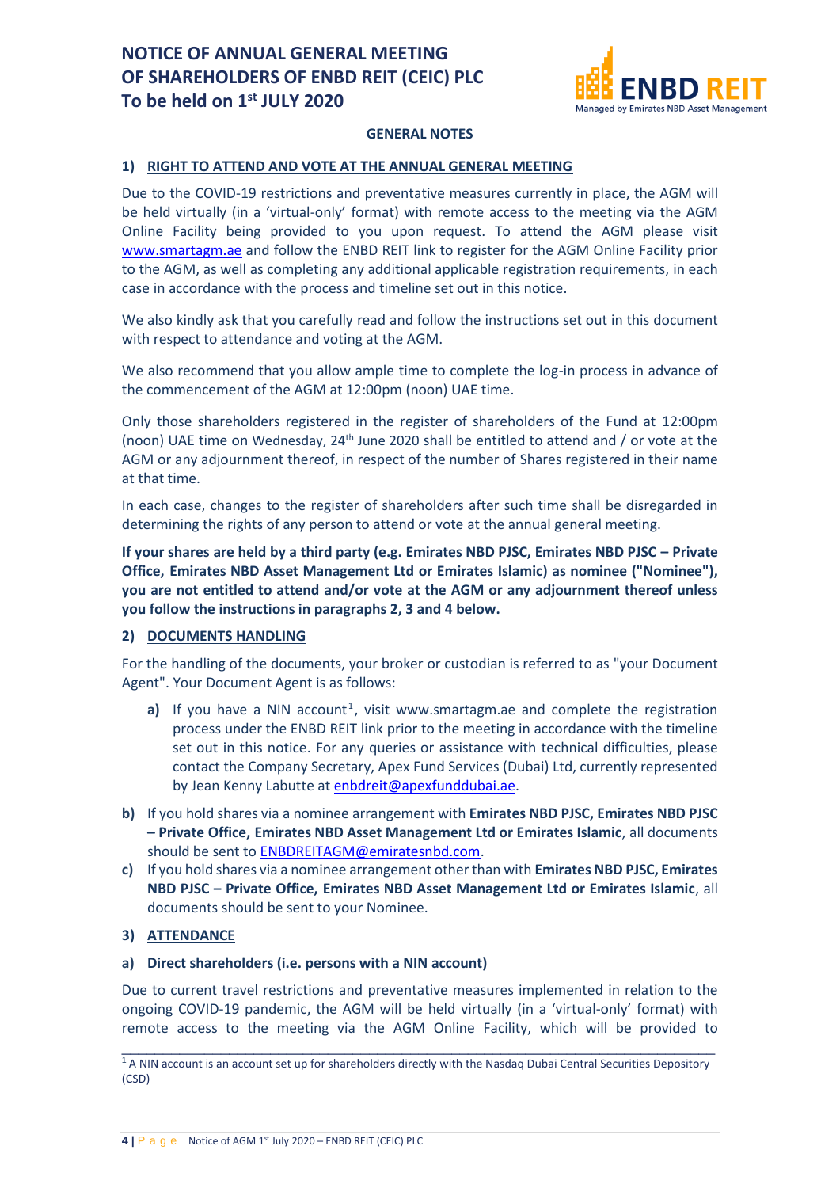# NOTICE OF ANNUAL GENERAL MEETING OF SHAREHOLDERS OF ENBD REIT (CEIC) PLC To be held on 1st JULY 2020

**GENERAL NOTES**

## 1) RIGHT TO ATTEND AND VOTE AT THE ANNUAL GENERAL MEETING

Due to the COVID-19 restrictions and preventative measures currently in place, the AGM will be held virtually (in a 'virtual-only' format) with remote access to the meeting via the AGM Online Facility being provided to you upon request. To attend the AGM please visit www.smartagm.ae and follow the ENBD REIT link to register for the AGM Online Facility prior to the AGM, as well as completing any additional applicable registration requirements, in each case in accordance with the process and timeline set out in this notice.

We also kindly ask that you carefully read and follow the instructions set out in this document with respect to attendance and voting at the AGM.

We also recommend that you allow ample time to complete the log-in process in advance of the commencement of the AGM at 12:00pm (noon) UAE time.

Only those shareholders registered in the register of shareholders of the Fund at 12:00pm (noon) UAE time on Wednesday, 24th June 2020 shall be entitled to attend and / or vote at the AGM or any adjournment thereof, in respect of the number of Shares registered in their name at that time.

In each case, changes to the register of shareholders after such time shall be disregarded in determining the rights of any person to attend or vote at the annual general meeting.

**If your shares are held by a third party (e.g. Emirates NBD PJSC, Emirates NBD PJSC – Private Office, Emirates NBD Asset Management Ltd or Emirates Islamic) as nominee ("Nominee"), you are not entitled to attend and/or vote at the AGM or any adjournment thereof unless you follow the instructions in paragraphs 2, 3 and 4 below.**

## 2) DOCUMENTS HANDLING

For the handling of the documents, your broker or custodian is referred to as "your Document Agent". Your Document Agent is as follows:

**a)** If you have a NIN account[1], visit www.smartagm.ae and complete the registration process under the ENBD REIT link prior to the meeting in accordance with the timeline set out in this notice. For any queries or assistance with technical difficulties, please contact the Company Secretary, Apex Fund Services (Dubai) Ltd, currently represented by Jean Kenny Labutte at enbdreit@apexfunddubai.ae.

**b)** If you hold shares via a nominee arrangement with **Emirates NBD PJSC, Emirates NBD PJSC – Private Office, Emirates NBD Asset Management Ltd or Emirates Islamic**, all documents should be sent to ENBDREITAGM@emiratesnbd.com.

**c)** If you hold shares via a nominee arrangement other than with **Emirates NBD PJSC, Emirates NBD PJSC – Private Office, Emirates NBD Asset Management Ltd or Emirates Islamic**, all documents should be sent to your Nominee.

## 3) ATTENDANCE

### a) Direct shareholders (i.e. persons with a NIN account)

Due to current travel restrictions and preventative measures implemented in relation to the ongoing COVID-19 pandemic, the AGM will be held virtually (in a 'virtual-only' format) with remote access to the meeting via the AGM Online Facility, which will be provided to

---

[1] A NIN account is an account set up for shareholders directly with the Nasdaq Dubai Central Securities Depository (CSD)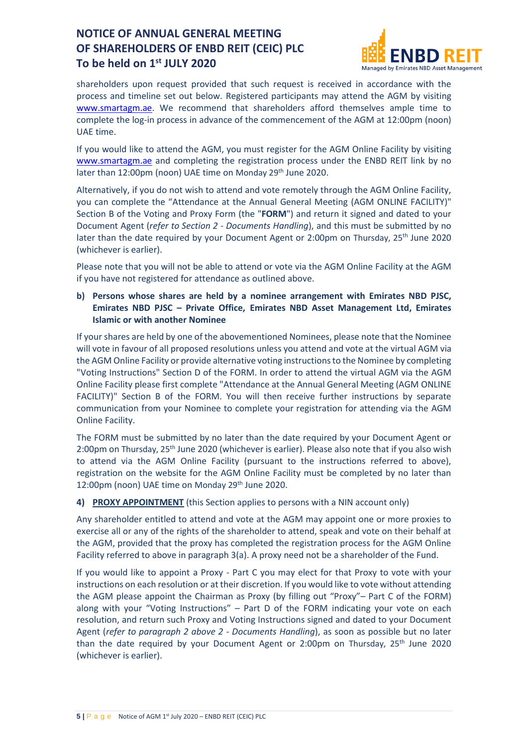shareholders upon request provided that such request is received in accordance with the process and timeline set out below. Registered participants may attend the AGM by visiting www.smartagm.ae. We recommend that shareholders afford themselves ample time to complete the log-in process in advance of the commencement of the AGM at 12:00pm (noon) UAE time.

If you would like to attend the AGM, you must register for the AGM Online Facility by visiting www.smartagm.ae and completing the registration process under the ENBD REIT link by no later than 12:00pm (noon) UAE time on Monday 29th June 2020.

Alternatively, if you do not wish to attend and vote remotely through the AGM Online Facility, you can complete the "Attendance at the Annual General Meeting (AGM ONLINE FACILITY)" Section B of the Voting and Proxy Form (the "**FORM**") and return it signed and dated to your Document Agent (*refer to Section 2 - Documents Handling*), and this must be submitted by no later than the date required by your Document Agent or 2:00pm on Thursday, 25th June 2020 (whichever is earlier).

Please note that you will not be able to attend or vote via the AGM Online Facility at the AGM if you have not registered for attendance as outlined above.

**b) Persons whose shares are held by a nominee arrangement with Emirates NBD PJSC, Emirates NBD PJSC – Private Office, Emirates NBD Asset Management Ltd, Emirates Islamic or with another Nominee**

If your shares are held by one of the abovementioned Nominees, please note that the Nominee will vote in favour of all proposed resolutions unless you attend and vote at the virtual AGM via the AGM Online Facility or provide alternative voting instructions to the Nominee by completing "Voting Instructions" Section D of the FORM. In order to attend the virtual AGM via the AGM Online Facility please first complete "Attendance at the Annual General Meeting (AGM ONLINE FACILITY)" Section B of the FORM. You will then receive further instructions by separate communication from your Nominee to complete your registration for attending via the AGM Online Facility.

The FORM must be submitted by no later than the date required by your Document Agent or 2:00pm on Thursday, 25th June 2020 (whichever is earlier). Please also note that if you also wish to attend via the AGM Online Facility (pursuant to the instructions referred to above), registration on the website for the AGM Online Facility must be completed by no later than 12:00pm (noon) UAE time on Monday 29th June 2020.

**4) PROXY APPOINTMENT** (this Section applies to persons with a NIN account only)

Any shareholder entitled to attend and vote at the AGM may appoint one or more proxies to exercise all or any of the rights of the shareholder to attend, speak and vote on their behalf at the AGM, provided that the proxy has completed the registration process for the AGM Online Facility referred to above in paragraph 3(a). A proxy need not be a shareholder of the Fund.

If you would like to appoint a Proxy - Part C you may elect for that Proxy to vote with your instructions on each resolution or at their discretion. If you would like to vote without attending the AGM please appoint the Chairman as Proxy (by filling out "Proxy"– Part C of the FORM) along with your "Voting Instructions" – Part D of the FORM indicating your vote on each resolution, and return such Proxy and Voting Instructions signed and dated to your Document Agent (*refer to paragraph 2 above 2 - Documents Handling*), as soon as possible but no later than the date required by your Document Agent or 2:00pm on Thursday, 25th June 2020 (whichever is earlier).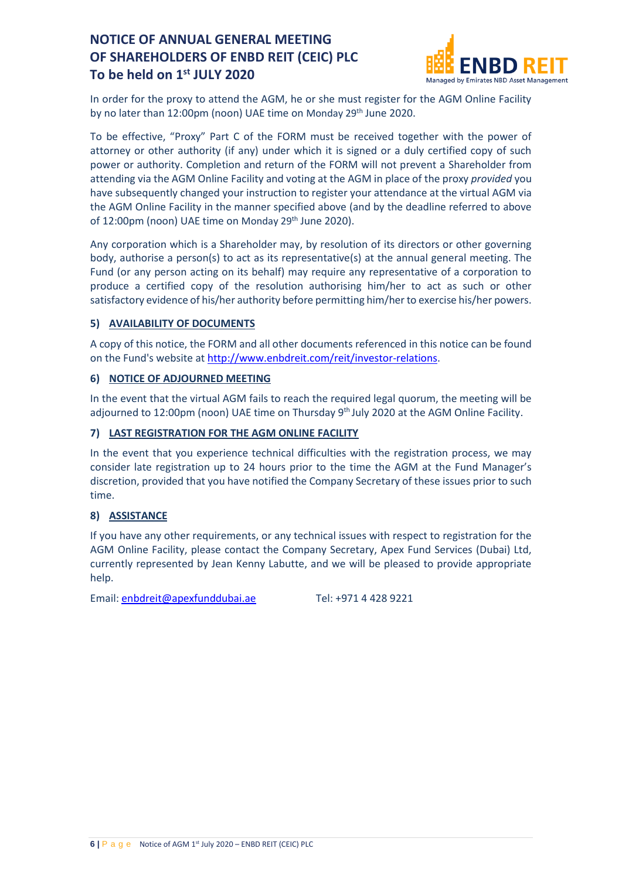In order for the proxy to attend the AGM, he or she must register for the AGM Online Facility by no later than 12:00pm (noon) UAE time on Monday 29th June 2020.

To be effective, "Proxy" Part C of the FORM must be received together with the power of attorney or other authority (if any) under which it is signed or a duly certified copy of such power or authority. Completion and return of the FORM will not prevent a Shareholder from attending via the AGM Online Facility and voting at the AGM in place of the proxy *provided* you have subsequently changed your instruction to register your attendance at the virtual AGM via the AGM Online Facility in the manner specified above (and by the deadline referred to above of 12:00pm (noon) UAE time on Monday 29th June 2020).

Any corporation which is a Shareholder may, by resolution of its directors or other governing body, authorise a person(s) to act as its representative(s) at the annual general meeting. The Fund (or any person acting on its behalf) may require any representative of a corporation to produce a certified copy of the resolution authorising him/her to act as such or other satisfactory evidence of his/her authority before permitting him/her to exercise his/her powers.

## 5) AVAILABILITY OF DOCUMENTS

A copy of this notice, the FORM and all other documents referenced in this notice can be found on the Fund's website at http://www.enbdreit.com/reit/investor-relations.

## 6) NOTICE OF ADJOURNED MEETING

In the event that the virtual AGM fails to reach the required legal quorum, the meeting will be adjourned to 12:00pm (noon) UAE time on Thursday 9th July 2020 at the AGM Online Facility.

## 7) LAST REGISTRATION FOR THE AGM ONLINE FACILITY

In the event that you experience technical difficulties with the registration process, we may consider late registration up to 24 hours prior to the time the AGM at the Fund Manager's discretion, provided that you have notified the Company Secretary of these issues prior to such time.

## 8) ASSISTANCE

If you have any other requirements, or any technical issues with respect to registration for the AGM Online Facility, please contact the Company Secretary, Apex Fund Services (Dubai) Ltd, currently represented by Jean Kenny Labutte, and we will be pleased to provide appropriate help.

Email: enbdreit@apexfunddubai.ae Tel: +971 4 428 9221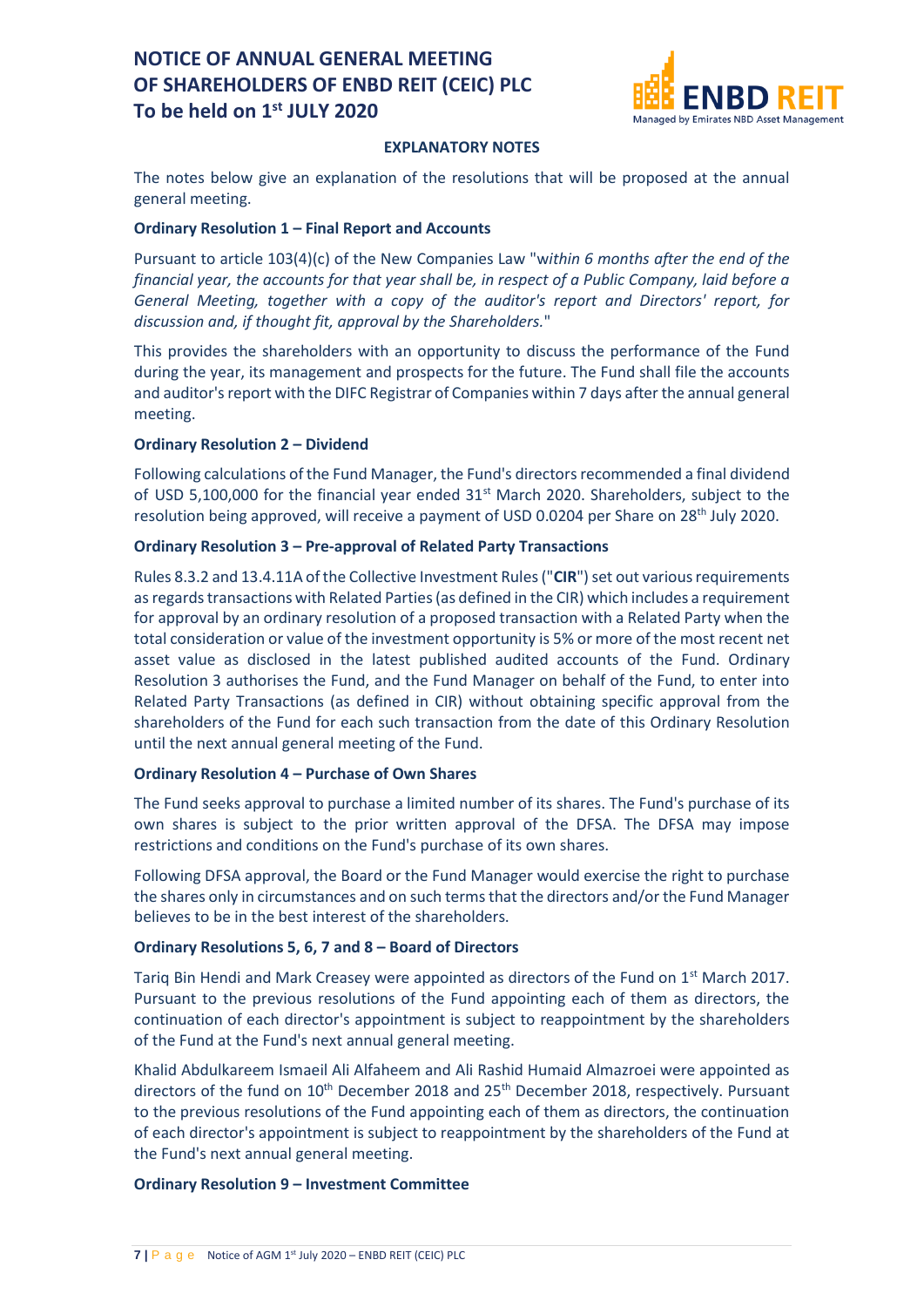# NOTICE OF ANNUAL GENERAL MEETING OF SHAREHOLDERS OF ENBD REIT (CEIC) PLC
## To be held on 1st JULY 2020

**EXPLANATORY NOTES**

The notes below give an explanation of the resolutions that will be proposed at the annual general meeting.

**Ordinary Resolution 1 – Final Report and Accounts**

Pursuant to article 103(4)(c) of the New Companies Law "w*ithin 6 months after the end of the financial year, the accounts for that year shall be, in respect of a Public Company, laid before a General Meeting, together with a copy of the auditor's report and Directors' report, for discussion and, if thought fit, approval by the Shareholders.*"

This provides the shareholders with an opportunity to discuss the performance of the Fund during the year, its management and prospects for the future. The Fund shall file the accounts and auditor's report with the DIFC Registrar of Companies within 7 days after the annual general meeting.

**Ordinary Resolution 2 – Dividend**

Following calculations of the Fund Manager, the Fund's directors recommended a final dividend of USD 5,100,000 for the financial year ended 31st March 2020. Shareholders, subject to the resolution being approved, will receive a payment of USD 0.0204 per Share on 28th July 2020.

**Ordinary Resolution 3 – Pre-approval of Related Party Transactions**

Rules 8.3.2 and 13.4.11A of the Collective Investment Rules ("**CIR**") set out various requirements as regards transactions with Related Parties (as defined in the CIR) which includes a requirement for approval by an ordinary resolution of a proposed transaction with a Related Party when the total consideration or value of the investment opportunity is 5% or more of the most recent net asset value as disclosed in the latest published audited accounts of the Fund. Ordinary Resolution 3 authorises the Fund, and the Fund Manager on behalf of the Fund, to enter into Related Party Transactions (as defined in CIR) without obtaining specific approval from the shareholders of the Fund for each such transaction from the date of this Ordinary Resolution until the next annual general meeting of the Fund.

**Ordinary Resolution 4 – Purchase of Own Shares**

The Fund seeks approval to purchase a limited number of its shares. The Fund's purchase of its own shares is subject to the prior written approval of the DFSA. The DFSA may impose restrictions and conditions on the Fund's purchase of its own shares.

Following DFSA approval, the Board or the Fund Manager would exercise the right to purchase the shares only in circumstances and on such terms that the directors and/or the Fund Manager believes to be in the best interest of the shareholders.

**Ordinary Resolutions 5, 6, 7 and 8 – Board of Directors**

Tariq Bin Hendi and Mark Creasey were appointed as directors of the Fund on 1st March 2017. Pursuant to the previous resolutions of the Fund appointing each of them as directors, the continuation of each director's appointment is subject to reappointment by the shareholders of the Fund at the Fund's next annual general meeting.

Khalid Abdulkareem Ismaeil Ali Alfaheem and Ali Rashid Humaid Almazroei were appointed as directors of the fund on 10th December 2018 and 25th December 2018, respectively. Pursuant to the previous resolutions of the Fund appointing each of them as directors, the continuation of each director's appointment is subject to reappointment by the shareholders of the Fund at the Fund's next annual general meeting.

**Ordinary Resolution 9 – Investment Committee**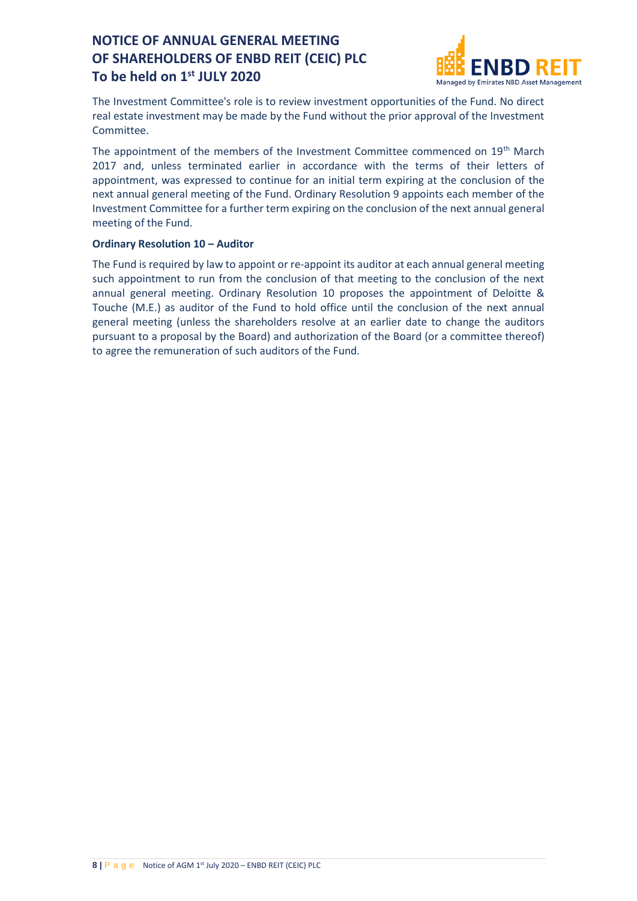The Investment Committee's role is to review investment opportunities of the Fund. No direct real estate investment may be made by the Fund without the prior approval of the Investment Committee.

The appointment of the members of the Investment Committee commenced on 19th March 2017 and, unless terminated earlier in accordance with the terms of their letters of appointment, was expressed to continue for an initial term expiring at the conclusion of the next annual general meeting of the Fund. Ordinary Resolution 9 appoints each member of the Investment Committee for a further term expiring on the conclusion of the next annual general meeting of the Fund.

**Ordinary Resolution 10 – Auditor**

The Fund is required by law to appoint or re-appoint its auditor at each annual general meeting such appointment to run from the conclusion of that meeting to the conclusion of the next annual general meeting. Ordinary Resolution 10 proposes the appointment of Deloitte & Touche (M.E.) as auditor of the Fund to hold office until the conclusion of the next annual general meeting (unless the shareholders resolve at an earlier date to change the auditors pursuant to a proposal by the Board) and authorization of the Board (or a committee thereof) to agree the remuneration of such auditors of the Fund.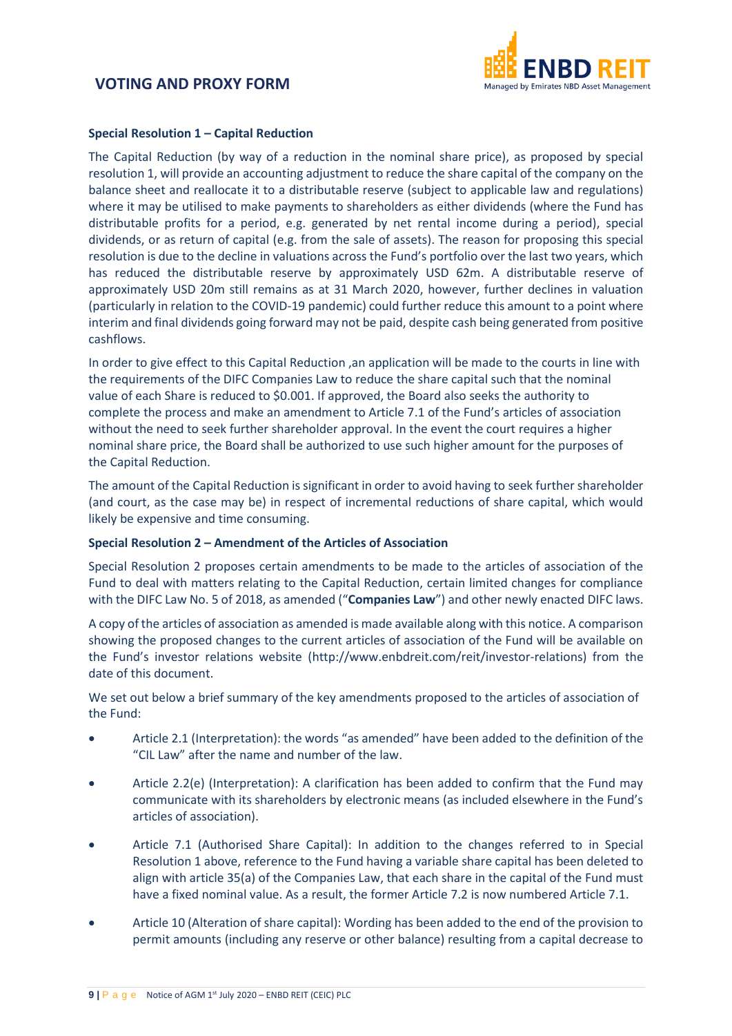**Special Resolution 1 – Capital Reduction**

The Capital Reduction (by way of a reduction in the nominal share price), as proposed by special resolution 1, will provide an accounting adjustment to reduce the share capital of the company on the balance sheet and reallocate it to a distributable reserve (subject to applicable law and regulations) where it may be utilised to make payments to shareholders as either dividends (where the Fund has distributable profits for a period, e.g. generated by net rental income during a period), special dividends, or as return of capital (e.g. from the sale of assets). The reason for proposing this special resolution is due to the decline in valuations across the Fund's portfolio over the last two years, which has reduced the distributable reserve by approximately USD 62m. A distributable reserve of approximately USD 20m still remains as at 31 March 2020, however, further declines in valuation (particularly in relation to the COVID-19 pandemic) could further reduce this amount to a point where interim and final dividends going forward may not be paid, despite cash being generated from positive cashflows.

In order to give effect to this Capital Reduction ,an application will be made to the courts in line with the requirements of the DIFC Companies Law to reduce the share capital such that the nominal value of each Share is reduced to $0.001. If approved, the Board also seeks the authority to complete the process and make an amendment to Article 7.1 of the Fund's articles of association without the need to seek further shareholder approval. In the event the court requires a higher nominal share price, the Board shall be authorized to use such higher amount for the purposes of the Capital Reduction.

The amount of the Capital Reduction is significant in order to avoid having to seek further shareholder (and court, as the case may be) in respect of incremental reductions of share capital, which would likely be expensive and time consuming.

**Special Resolution 2 – Amendment of the Articles of Association**

Special Resolution 2 proposes certain amendments to be made to the articles of association of the Fund to deal with matters relating to the Capital Reduction, certain limited changes for compliance with the DIFC Law No. 5 of 2018, as amended ("**Companies Law**") and other newly enacted DIFC laws.

A copy of the articles of association as amended is made available along with this notice. A comparison showing the proposed changes to the current articles of association of the Fund will be available on the Fund's investor relations website (http://www.enbdreit.com/reit/investor-relations) from the date of this document.

We set out below a brief summary of the key amendments proposed to the articles of association of the Fund:

- Article 2.1 (Interpretation): the words "as amended" have been added to the definition of the "CIL Law" after the name and number of the law.
- Article 2.2(e) (Interpretation): A clarification has been added to confirm that the Fund may communicate with its shareholders by electronic means (as included elsewhere in the Fund's articles of association).
- Article 7.1 (Authorised Share Capital): In addition to the changes referred to in Special Resolution 1 above, reference to the Fund having a variable share capital has been deleted to align with article 35(a) of the Companies Law, that each share in the capital of the Fund must have a fixed nominal value. As a result, the former Article 7.2 is now numbered Article 7.1.
- Article 10 (Alteration of share capital): Wording has been added to the end of the provision to permit amounts (including any reserve or other balance) resulting from a capital decrease to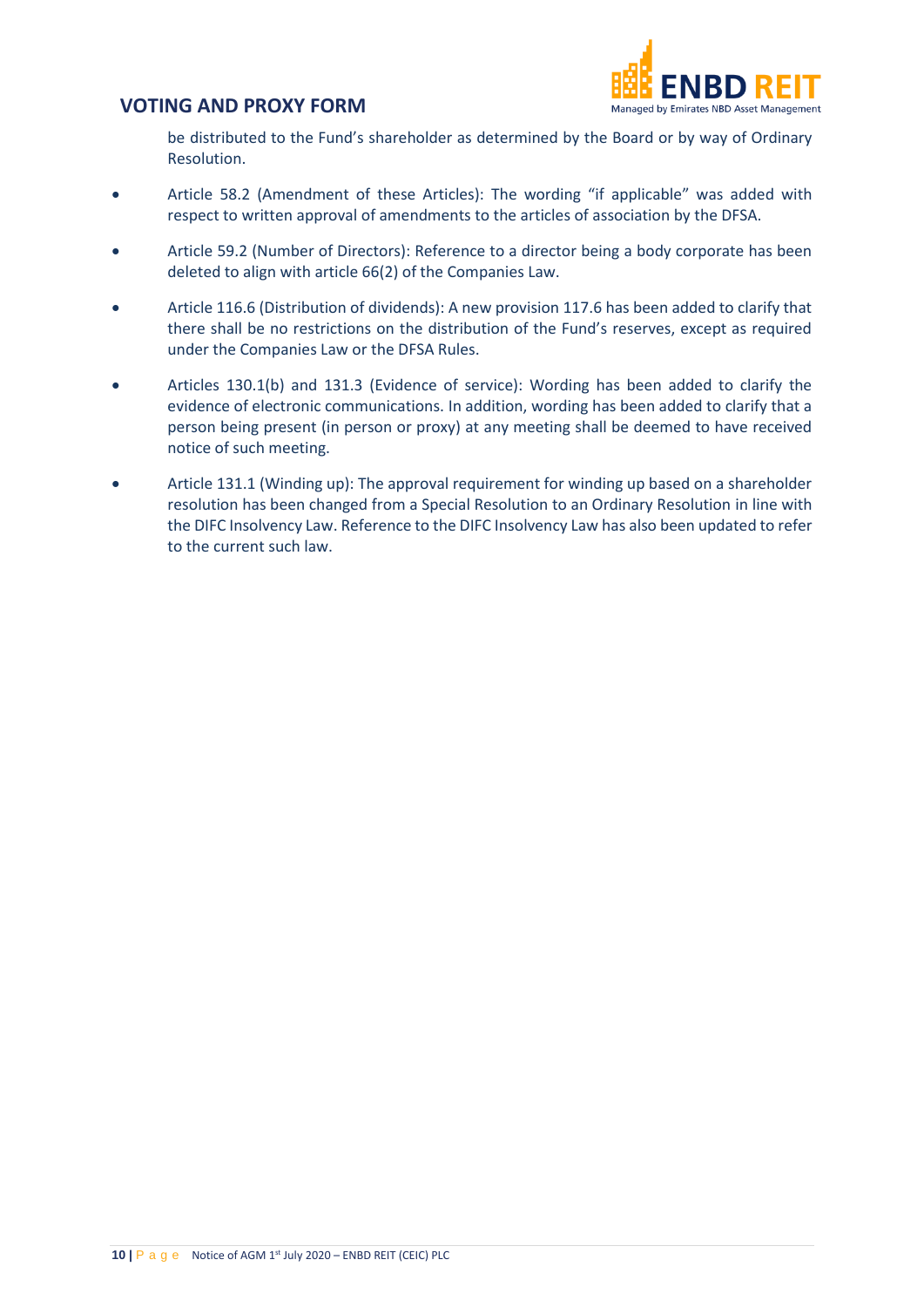be distributed to the Fund's shareholder as determined by the Board or by way of Ordinary Resolution.

- Article 58.2 (Amendment of these Articles): The wording "if applicable" was added with respect to written approval of amendments to the articles of association by the DFSA.
- Article 59.2 (Number of Directors): Reference to a director being a body corporate has been deleted to align with article 66(2) of the Companies Law.
- Article 116.6 (Distribution of dividends): A new provision 117.6 has been added to clarify that there shall be no restrictions on the distribution of the Fund's reserves, except as required under the Companies Law or the DFSA Rules.
- Articles 130.1(b) and 131.3 (Evidence of service): Wording has been added to clarify the evidence of electronic communications. In addition, wording has been added to clarify that a person being present (in person or proxy) at any meeting shall be deemed to have received notice of such meeting.
- Article 131.1 (Winding up): The approval requirement for winding up based on a shareholder resolution has been changed from a Special Resolution to an Ordinary Resolution in line with the DIFC Insolvency Law. Reference to the DIFC Insolvency Law has also been updated to refer to the current such law.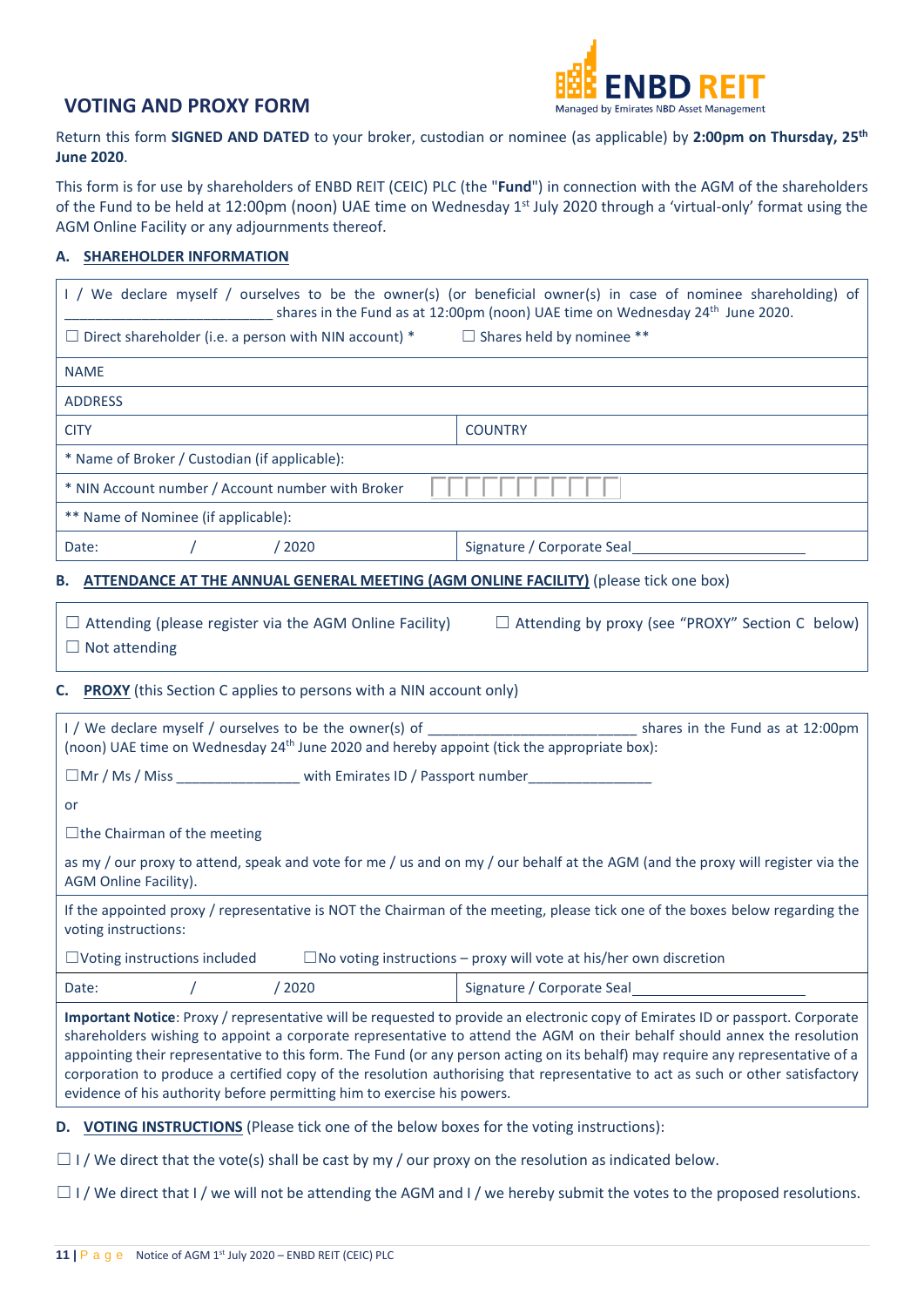ENBD REIT
Managed by Emirates NBD Asset Management

## VOTING AND PROXY FORM

Return this form **SIGNED AND DATED** to your broker, custodian or nominee (as applicable) by **2:00pm on Thursday, 25th June 2020**.

This form is for use by shareholders of ENBD REIT (CEIC) PLC (the "**Fund**") in connection with the AGM of the shareholders of the Fund to be held at 12:00pm (noon) UAE time on Wednesday 1st July 2020 through a 'virtual-only' format using the AGM Online Facility or any adjournments thereof.

### A. SHAREHOLDER INFORMATION

| | |
|---|---|
| I / We declare myself / ourselves to be the owner(s) (or beneficial owner(s) in case of nominee shareholding) of __________________________ shares in the Fund as at 12:00pm (noon) UAE time on Wednesday 24th June 2020. | |
| ☐ Direct shareholder (i.e. a person with NIN account) * | ☐ Shares held by nominee ** |
| NAME | |
| ADDRESS | |
| CITY | COUNTRY |
| * Name of Broker / Custodian (if applicable): | |
| * NIN Account number / Account number with Broker | ☐☐☐☐☐☐☐☐☐☐☐ |
| ** Name of Nominee (if applicable): | |
| Date: / / 2020 | Signature / Corporate Seal_____________________ |

### B. ATTENDANCE AT THE ANNUAL GENERAL MEETING (AGM ONLINE FACILITY) (please tick one box)

☐ Attending (please register via the AGM Online Facility) ☐ Attending by proxy (see "PROXY" Section C below)

☐ Not attending

### C. PROXY (this Section C applies to persons with a NIN account only)

I / We declare myself / ourselves to be the owner(s) of _________________________ shares in the Fund as at 12:00pm (noon) UAE time on Wednesday 24th June 2020 and hereby appoint (tick the appropriate box):

☐Mr / Ms / Miss _______________ with Emirates ID / Passport number_______________

or

☐the Chairman of the meeting

as my / our proxy to attend, speak and vote for me / us and on my / our behalf at the AGM (and the proxy will register via the AGM Online Facility).

If the appointed proxy / representative is NOT the Chairman of the meeting, please tick one of the boxes below regarding the voting instructions:

☐Voting instructions included ☐No voting instructions – proxy will vote at his/her own discretion

| | |
|---|---|
| Date: / / 2020 | Signature / Corporate Seal_____________________ |

**Important Notice**: Proxy / representative will be requested to provide an electronic copy of Emirates ID or passport. Corporate shareholders wishing to appoint a corporate representative to attend the AGM on their behalf should annex the resolution appointing their representative to this form. The Fund (or any person acting on its behalf) may require any representative of a corporation to produce a certified copy of the resolution authorising that representative to act as such or other satisfactory evidence of his authority before permitting him to exercise his powers.

### D. VOTING INSTRUCTIONS (Please tick one of the below boxes for the voting instructions):

☐ I / We direct that the vote(s) shall be cast by my / our proxy on the resolution as indicated below.

☐ I / We direct that I / we will not be attending the AGM and I / we hereby submit the votes to the proposed resolutions.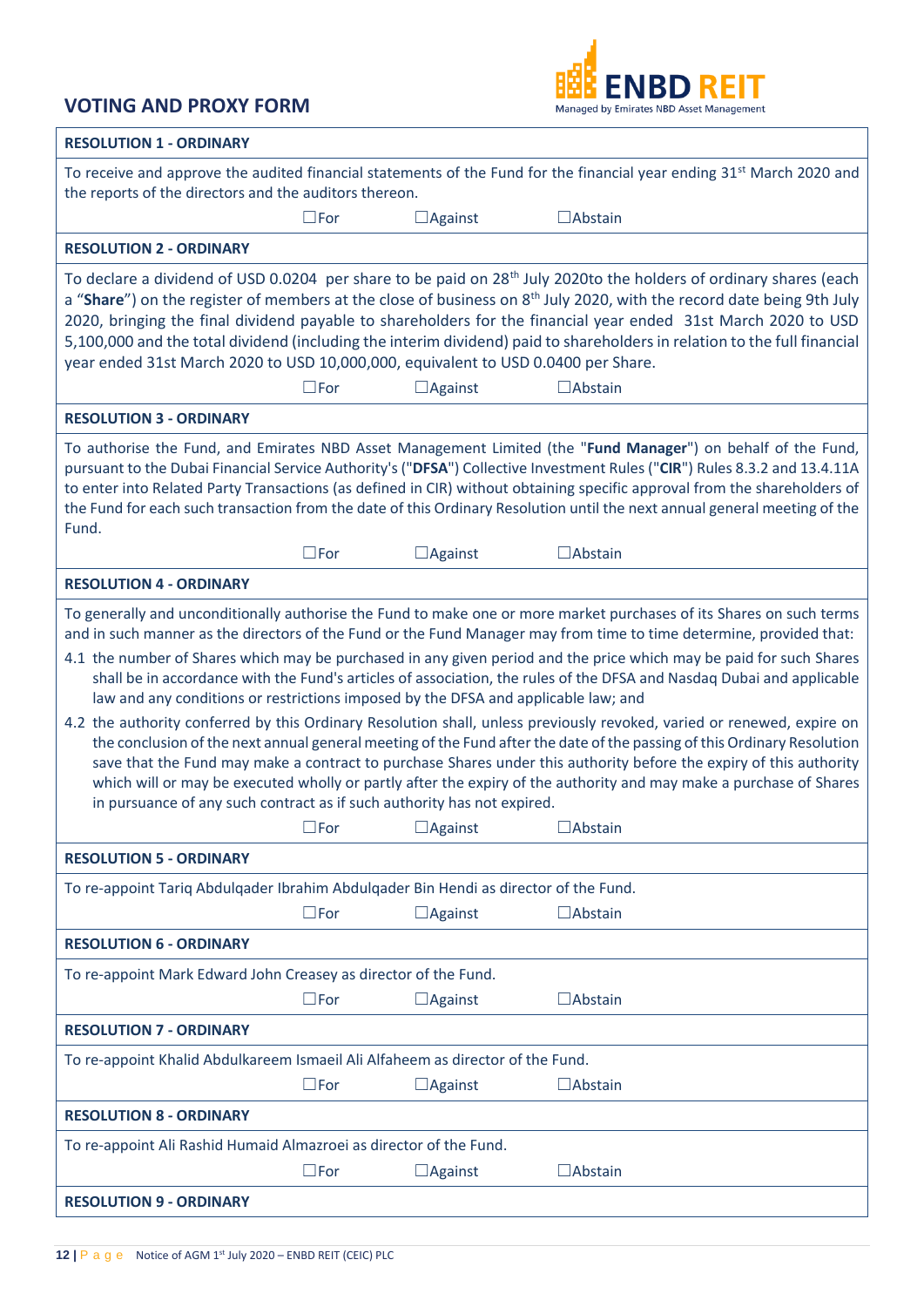## VOTING AND PROXY FORM

ENBD REIT
Managed by Emirates NBD Asset Management

**RESOLUTION 1 - ORDINARY**

To receive and approve the audited financial statements of the Fund for the financial year ending 31st March 2020 and the reports of the directors and the auditors thereon.

☐For ☐Against ☐Abstain

**RESOLUTION 2 - ORDINARY**

To declare a dividend of USD 0.0204 per share to be paid on 28th July 2020to the holders of ordinary shares (each a "**Share**") on the register of members at the close of business on 8th July 2020, with the record date being 9th July 2020, bringing the final dividend payable to shareholders for the financial year ended 31st March 2020 to USD 5,100,000 and the total dividend (including the interim dividend) paid to shareholders in relation to the full financial year ended 31st March 2020 to USD 10,000,000, equivalent to USD 0.0400 per Share.

☐For ☐Against ☐Abstain

**RESOLUTION 3 - ORDINARY**

To authorise the Fund, and Emirates NBD Asset Management Limited (the "**Fund Manager**") on behalf of the Fund, pursuant to the Dubai Financial Service Authority's ("**DFSA**") Collective Investment Rules ("**CIR**") Rules 8.3.2 and 13.4.11A to enter into Related Party Transactions (as defined in CIR) without obtaining specific approval from the shareholders of the Fund for each such transaction from the date of this Ordinary Resolution until the next annual general meeting of the Fund.

☐For ☐Against ☐Abstain

**RESOLUTION 4 - ORDINARY**

To generally and unconditionally authorise the Fund to make one or more market purchases of its Shares on such terms and in such manner as the directors of the Fund or the Fund Manager may from time to time determine, provided that:

4.1 the number of Shares which may be purchased in any given period and the price which may be paid for such Shares shall be in accordance with the Fund's articles of association, the rules of the DFSA and Nasdaq Dubai and applicable law and any conditions or restrictions imposed by the DFSA and applicable law; and

4.2 the authority conferred by this Ordinary Resolution shall, unless previously revoked, varied or renewed, expire on the conclusion of the next annual general meeting of the Fund after the date of the passing of this Ordinary Resolution save that the Fund may make a contract to purchase Shares under this authority before the expiry of this authority which will or may be executed wholly or partly after the expiry of the authority and may make a purchase of Shares in pursuance of any such contract as if such authority has not expired.

☐For ☐Against ☐Abstain

**RESOLUTION 5 - ORDINARY**

To re-appoint Tariq Abdulqader Ibrahim Abdulqader Bin Hendi as director of the Fund.

☐For ☐Against ☐Abstain

**RESOLUTION 6 - ORDINARY**

To re-appoint Mark Edward John Creasey as director of the Fund.

☐For ☐Against ☐Abstain

**RESOLUTION 7 - ORDINARY**

To re-appoint Khalid Abdulkareem Ismaeil Ali Alfaheem as director of the Fund.

☐For ☐Against ☐Abstain

**RESOLUTION 8 - ORDINARY**

To re-appoint Ali Rashid Humaid Almazroei as director of the Fund.

☐For ☐Against ☐Abstain

**RESOLUTION 9 - ORDINARY**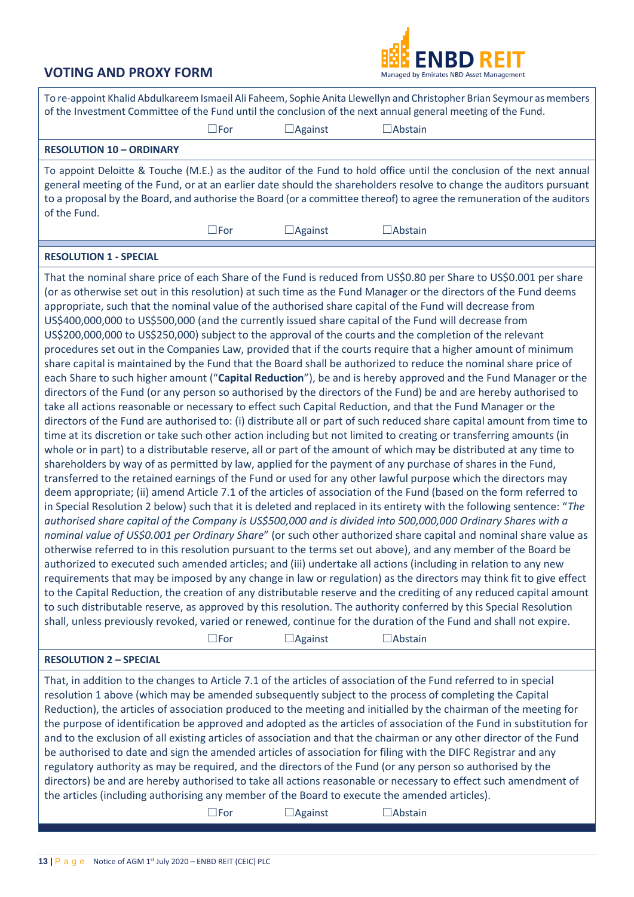## VOTING AND PROXY FORM

To re-appoint Khalid Abdulkareem Ismaeil Ali Faheem, Sophie Anita Llewellyn and Christopher Brian Seymour as members of the Investment Committee of the Fund until the conclusion of the next annual general meeting of the Fund.

☐For ☐Against ☐Abstain

**RESOLUTION 10 – ORDINARY**

To appoint Deloitte & Touche (M.E.) as the auditor of the Fund to hold office until the conclusion of the next annual general meeting of the Fund, or at an earlier date should the shareholders resolve to change the auditors pursuant to a proposal by the Board, and authorise the Board (or a committee thereof) to agree the remuneration of the auditors of the Fund.

☐For ☐Against ☐Abstain

**RESOLUTION 1 - SPECIAL**

That the nominal share price of each Share of the Fund is reduced from US$0.80 per Share to US$0.001 per share (or as otherwise set out in this resolution) at such time as the Fund Manager or the directors of the Fund deems appropriate, such that the nominal value of the authorised share capital of the Fund will decrease from US$400,000,000 to US$500,000 (and the currently issued share capital of the Fund will decrease from US$200,000,000 to US$250,000) subject to the approval of the courts and the completion of the relevant procedures set out in the Companies Law, provided that if the courts require that a higher amount of minimum share capital is maintained by the Fund that the Board shall be authorized to reduce the nominal share price of each Share to such higher amount ("**Capital Reduction**"), be and is hereby approved and the Fund Manager or the directors of the Fund (or any person so authorised by the directors of the Fund) be and are hereby authorised to take all actions reasonable or necessary to effect such Capital Reduction, and that the Fund Manager or the directors of the Fund are authorised to: (i) distribute all or part of such reduced share capital amount from time to time at its discretion or take such other action including but not limited to creating or transferring amounts (in whole or in part) to a distributable reserve, all or part of the amount of which may be distributed at any time to shareholders by way of as permitted by law, applied for the payment of any purchase of shares in the Fund, transferred to the retained earnings of the Fund or used for any other lawful purpose which the directors may deem appropriate; (ii) amend Article 7.1 of the articles of association of the Fund (based on the form referred to in Special Resolution 2 below) such that it is deleted and replaced in its entirety with the following sentence: "*The authorised share capital of the Company is US$500,000 and is divided into 500,000,000 Ordinary Shares with a nominal value of US$0.001 per Ordinary Share*" (or such other authorized share capital and nominal share value as otherwise referred to in this resolution pursuant to the terms set out above), and any member of the Board be authorized to executed such amended articles; and (iii) undertake all actions (including in relation to any new requirements that may be imposed by any change in law or regulation) as the directors may think fit to give effect to the Capital Reduction, the creation of any distributable reserve and the crediting of any reduced capital amount to such distributable reserve, as approved by this resolution. The authority conferred by this Special Resolution shall, unless previously revoked, varied or renewed, continue for the duration of the Fund and shall not expire.

☐For ☐Against ☐Abstain

**RESOLUTION 2 – SPECIAL**

That, in addition to the changes to Article 7.1 of the articles of association of the Fund referred to in special resolution 1 above (which may be amended subsequently subject to the process of completing the Capital Reduction), the articles of association produced to the meeting and initialled by the chairman of the meeting for the purpose of identification be approved and adopted as the articles of association of the Fund in substitution for and to the exclusion of all existing articles of association and that the chairman or any other director of the Fund be authorised to date and sign the amended articles of association for filing with the DIFC Registrar and any regulatory authority as may be required, and the directors of the Fund (or any person so authorised by the directors) be and are hereby authorised to take all actions reasonable or necessary to effect such amendment of the articles (including authorising any member of the Board to execute the amended articles).

☐For ☐Against ☐Abstain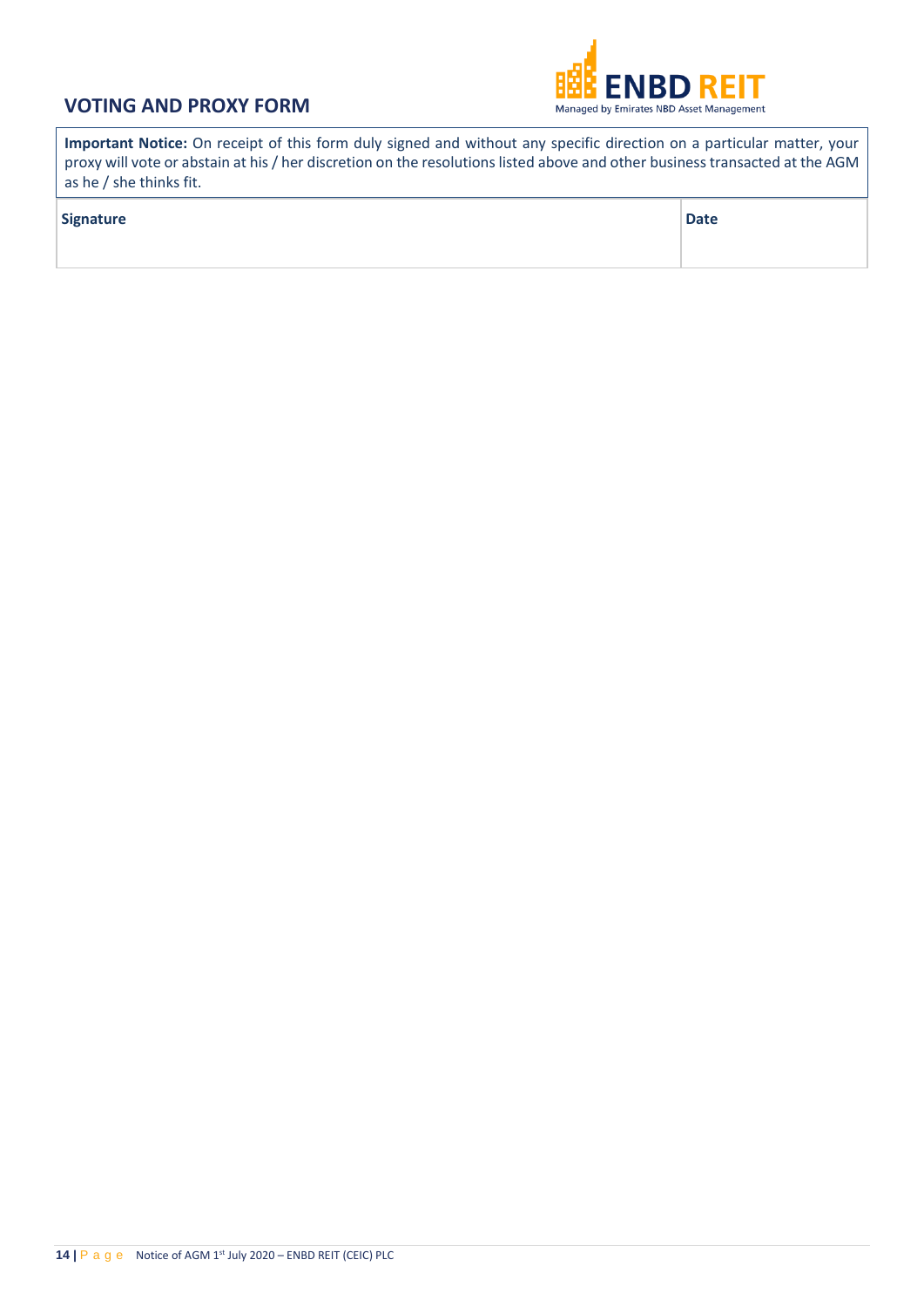## VOTING AND PROXY FORM

ENBD REIT
Managed by Emirates NBD Asset Management

**Important Notice:** On receipt of this form duly signed and without any specific direction on a particular matter, your proxy will vote or abstain at his / her discretion on the resolutions listed above and other business transacted at the AGM as he / she thinks fit.

| Signature | Date |
| --- | --- |
| | |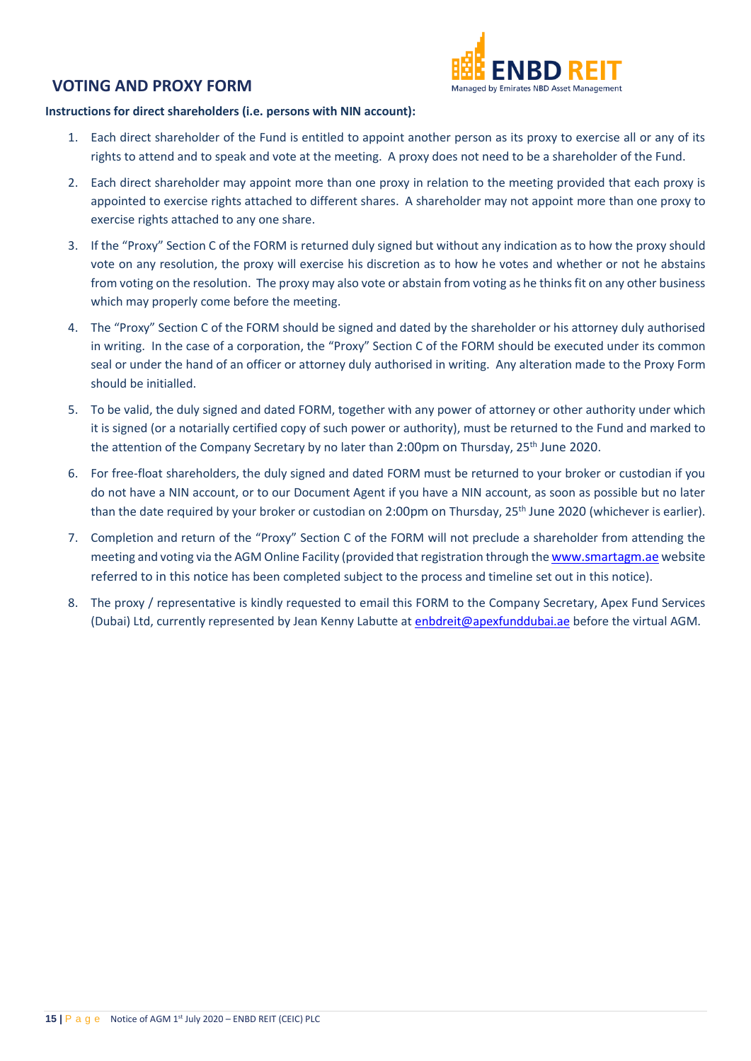## VOTING AND PROXY FORM

**Instructions for direct shareholders (i.e. persons with NIN account):**

1. Each direct shareholder of the Fund is entitled to appoint another person as its proxy to exercise all or any of its rights to attend and to speak and vote at the meeting. A proxy does not need to be a shareholder of the Fund.
2. Each direct shareholder may appoint more than one proxy in relation to the meeting provided that each proxy is appointed to exercise rights attached to different shares. A shareholder may not appoint more than one proxy to exercise rights attached to any one share.
3. If the "Proxy" Section C of the FORM is returned duly signed but without any indication as to how the proxy should vote on any resolution, the proxy will exercise his discretion as to how he votes and whether or not he abstains from voting on the resolution. The proxy may also vote or abstain from voting as he thinks fit on any other business which may properly come before the meeting.
4. The "Proxy" Section C of the FORM should be signed and dated by the shareholder or his attorney duly authorised in writing. In the case of a corporation, the "Proxy" Section C of the FORM should be executed under its common seal or under the hand of an officer or attorney duly authorised in writing. Any alteration made to the Proxy Form should be initialled.
5. To be valid, the duly signed and dated FORM, together with any power of attorney or other authority under which it is signed (or a notarially certified copy of such power or authority), must be returned to the Fund and marked to the attention of the Company Secretary by no later than 2:00pm on Thursday, 25th June 2020.
6. For free-float shareholders, the duly signed and dated FORM must be returned to your broker or custodian if you do not have a NIN account, or to our Document Agent if you have a NIN account, as soon as possible but no later than the date required by your broker or custodian on 2:00pm on Thursday, 25th June 2020 (whichever is earlier).
7. Completion and return of the "Proxy" Section C of the FORM will not preclude a shareholder from attending the meeting and voting via the AGM Online Facility (provided that registration through the www.smartagm.ae website referred to in this notice has been completed subject to the process and timeline set out in this notice).
8. The proxy / representative is kindly requested to email this FORM to the Company Secretary, Apex Fund Services (Dubai) Ltd, currently represented by Jean Kenny Labutte at enbdreit@apexfunddubai.ae before the virtual AGM.